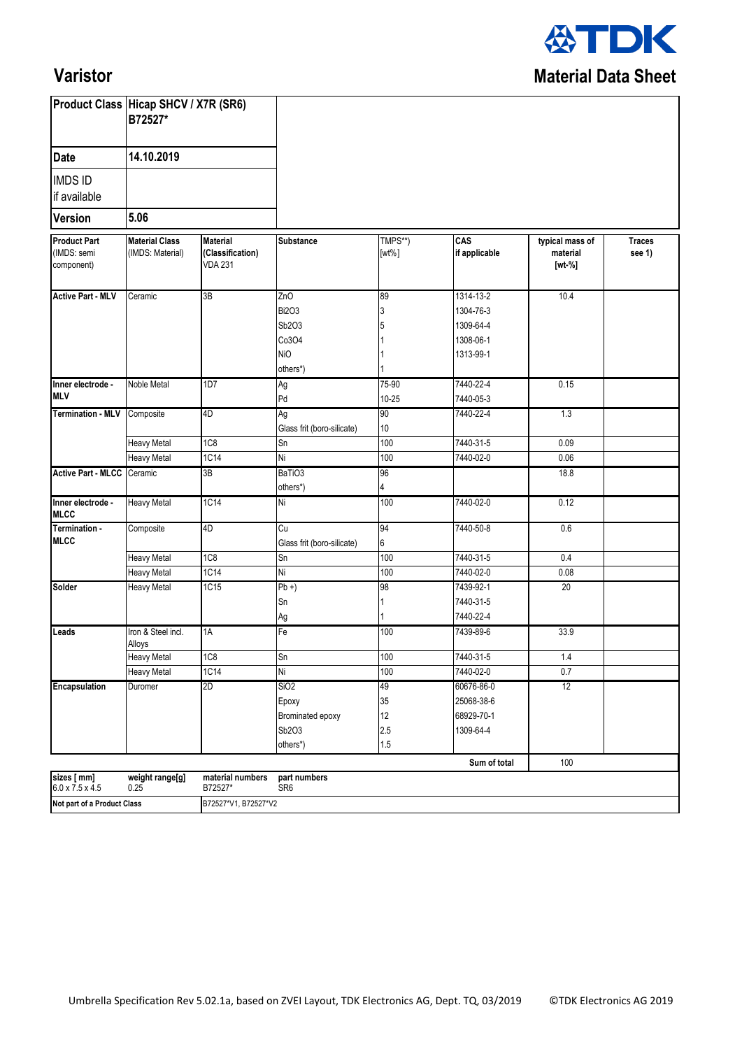# Varistor

## Material Data Sheet

| Product Class | Hicap SHCV / X7R (SR6) B72527* |
|---|---|
| Date | 14.10.2019 |
| IMDS ID if available | |
| Version | 5.06 |

| Product Part (IMDS: semi component) | Material Class (IMDS: Material) | Material (Classification) VDA 231 | Substance | TMPS**) [wt%] | CAS if applicable | typical mass of material [wt-%] | Traces see 1) |
|---|---|---|---|---|---|---|---|
| **Active Part - MLV** | Ceramic | 3B | ZnO | 89 | 1314-13-2 | 10.4 | |
| | | | Bi2O3 | 3 | 1304-76-3 | | |
| | | | Sb2O3 | 5 | 1309-64-4 | | |
| | | | Co3O4 | 1 | 1308-06-1 | | |
| | | | NiO | 1 | 1313-99-1 | | |
| | | | others*) | 1 | | | |
| **Inner electrode - MLV** | Noble Metal | 1D7 | Ag | 75-90 | 7440-22-4 | 0.15 | |
| | | | Pd | 10-25 | 7440-05-3 | | |
| **Termination - MLV** | Composite | 4D | Ag | 90 | 7440-22-4 | 1.3 | |
| | | | Glass frit (boro-silicate) | 10 | | | |
| | Heavy Metal | 1C8 | Sn | 100 | 7440-31-5 | 0.09 | |
| | Heavy Metal | 1C14 | Ni | 100 | 7440-02-0 | 0.06 | |
| **Active Part - MLCC** | Ceramic | 3B | BaTiO3 | 96 | | 18.8 | |
| | | | others*) | 4 | | | |
| **Inner electrode - MLCC** | Heavy Metal | 1C14 | Ni | 100 | 7440-02-0 | 0.12 | |
| **Termination - MLCC** | Composite | 4D | Cu | 94 | 7440-50-8 | 0.6 | |
| | | | Glass frit (boro-silicate) | 6 | | | |
| | Heavy Metal | 1C8 | Sn | 100 | 7440-31-5 | 0.4 | |
| | Heavy Metal | 1C14 | Ni | 100 | 7440-02-0 | 0.08 | |
| **Solder** | Heavy Metal | 1C15 | Pb +) | 98 | 7439-92-1 | 20 | |
| | | | Sn | 1 | 7440-31-5 | | |
| | | | Ag | 1 | 7440-22-4 | | |
| **Leads** | Iron & Steel incl. Alloys | 1A | Fe | 100 | 7439-89-6 | 33.9 | |
| | Heavy Metal | 1C8 | Sn | 100 | 7440-31-5 | 1.4 | |
| | Heavy Metal | 1C14 | Ni | 100 | 7440-02-0 | 0.7 | |
| **Encapsulation** | Duromer | 2D | SiO2 | 49 | 60676-86-0 | 12 | |
| | | | Epoxy | 35 | 25068-38-6 | | |
| | | | Brominated epoxy | 12 | 68929-70-1 | | |
| | | | Sb2O3 | 2.5 | 1309-64-4 | | |
| | | | others*) | 1.5 | | | |
| | | | | | **Sum of total** | 100 | |

| sizes [ mm] | weight range[g] | material numbers | part numbers |
|---|---|---|---|
| 6.0 x 7.5 x 4.5 | 0.25 | B72527* | SR6 |

| Not part of a Product Class | B72527*V1, B72527*V2 |
|---|---|

Umbrella Specification Rev 5.02.1a, based on ZVEI Layout, TDK Electronics AG, Dept. TQ, 03/2019 ©TDK Electronics AG 2019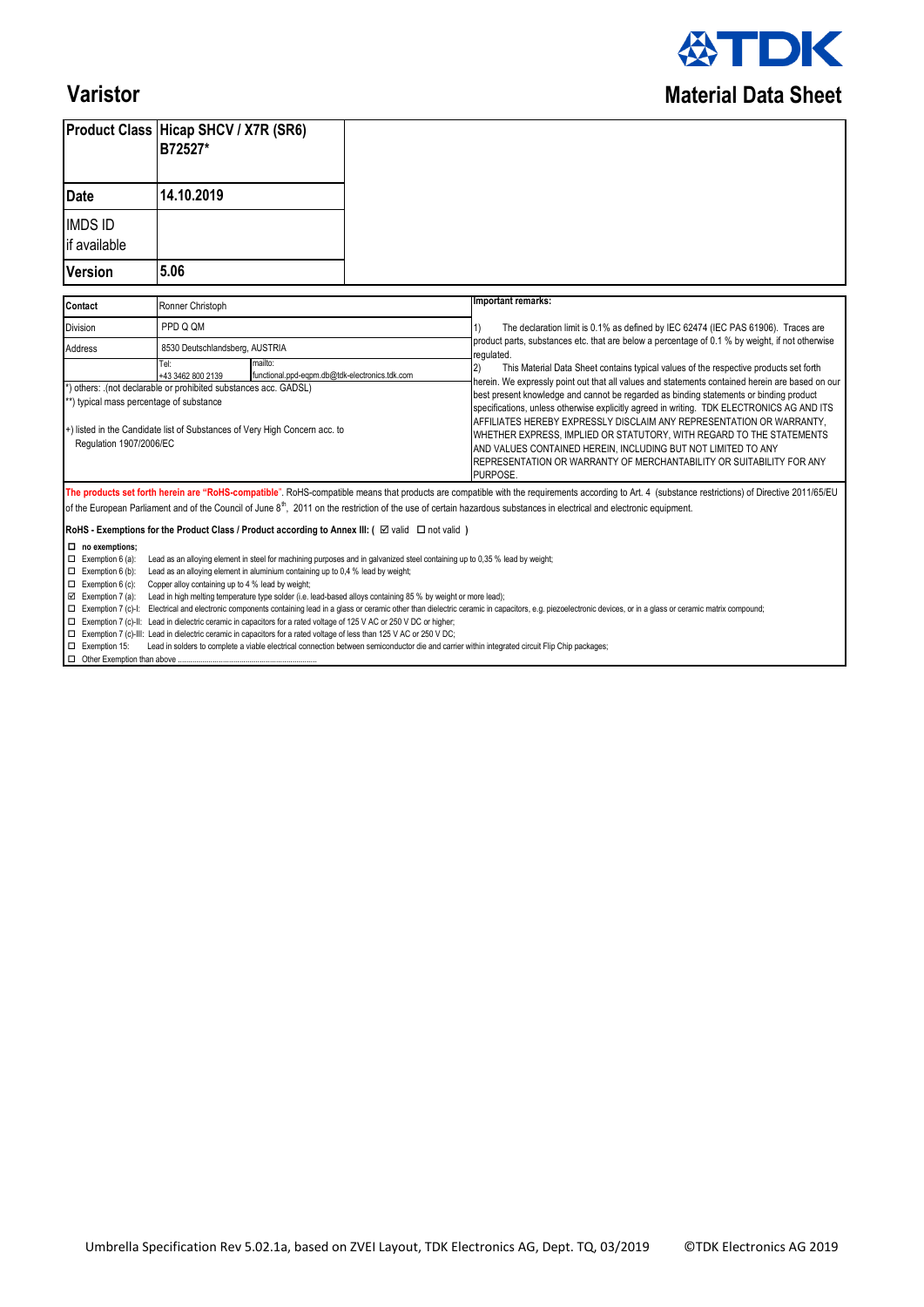# Varistor

# Material Data Sheet

| | |
|---|---|
| **Product Class** | **Hicap SHCV / X7R (SR6)**<br>**B72527*** |
| **Date** | **14.10.2019** |
| IMDS ID<br>if available | |
| **Version** | **5.06** |

| | | |
|---|---|---|
| **Contact** | Ronner Christoph | |
| Division | PPD Q QM | |
| Address | 8530 Deutschlandsberg, AUSTRIA | |
| | Tel:<br>+43 3462 800 2139 | mailto:<br>functional.ppd-eqpm.db@tdk-electronics.tdk.com |

*) others: .(not declarable or prohibited substances acc. GADSL)

**) typical mass percentage of substance

+) listed in the Candidate list of Substances of Very High Concern acc. to Regulation 1907/2006/EC

**Important remarks:**

1) The declaration limit is 0.1% as defined by IEC 62474 (IEC PAS 61906). Traces are product parts, substances etc. that are below a percentage of 0.1 % by weight, if not otherwise regulated.

2) This Material Data Sheet contains typical values of the respective products set forth herein. We expressly point out that all values and statements contained herein are based on our best present knowledge and cannot be regarded as binding statements or binding product specifications, unless otherwise explicitly agreed in writing. TDK ELECTRONICS AG AND ITS AFFILIATES HEREBY EXPRESSLY DISCLAIM ANY REPRESENTATION OR WARRANTY, WHETHER EXPRESS, IMPLIED OR STATUTORY, WITH REGARD TO THE STATEMENTS AND VALUES CONTAINED HEREIN, INCLUDING BUT NOT LIMITED TO ANY REPRESENTATION OR WARRANTY OF MERCHANTABILITY OR SUITABILITY FOR ANY PURPOSE.

**The products set forth herein are "RoHS-compatible"**. RoHS-compatible means that products are compatible with the requirements according to Art. 4 (substance restrictions) of Directive 2011/65/EU of the European Parliament and of the Council of June 8th, 2011 on the restriction of the use of certain hazardous substances in electrical and electronic equipment.

**RoHS - Exemptions for the Product Class / Product according to Annex III: ( ☑ valid ☐ not valid )**

- ☐ **no exemptions;**
- ☐ Exemption 6 (a): Lead as an alloying element in steel for machining purposes and in galvanized steel containing up to 0,35 % lead by weight;
- ☐ Exemption 6 (b): Lead as an alloying element in aluminium containing up to 0,4 % lead by weight;
- ☐ Exemption 6 (c): Copper alloy containing up to 4 % lead by weight;
- ☑ Exemption 7 (a): Lead in high melting temperature type solder (i.e. lead-based alloys containing 85 % by weight or more lead);
- ☐ Exemption 7 (c)-I: Electrical and electronic components containing lead in a glass or ceramic other than dielectric ceramic in capacitors, e.g. piezoelectronic devices, or in a glass or ceramic matrix compound;
- ☐ Exemption 7 (c)-II: Lead in dielectric ceramic in capacitors for a rated voltage of 125 V AC or 250 V DC or higher;
- ☐ Exemption 7 (c)-III: Lead in dielectric ceramic in capacitors for a rated voltage of less than 125 V AC or 250 V DC;
- ☐ Exemption 15: Lead in solders to complete a viable electrical connection between semiconductor die and carrier within integrated circuit Flip Chip packages;
- ☐ Other Exemption than above ....................................................................

Umbrella Specification Rev 5.02.1a, based on ZVEI Layout, TDK Electronics AG, Dept. TQ, 03/2019 ©TDK Electronics AG 2019